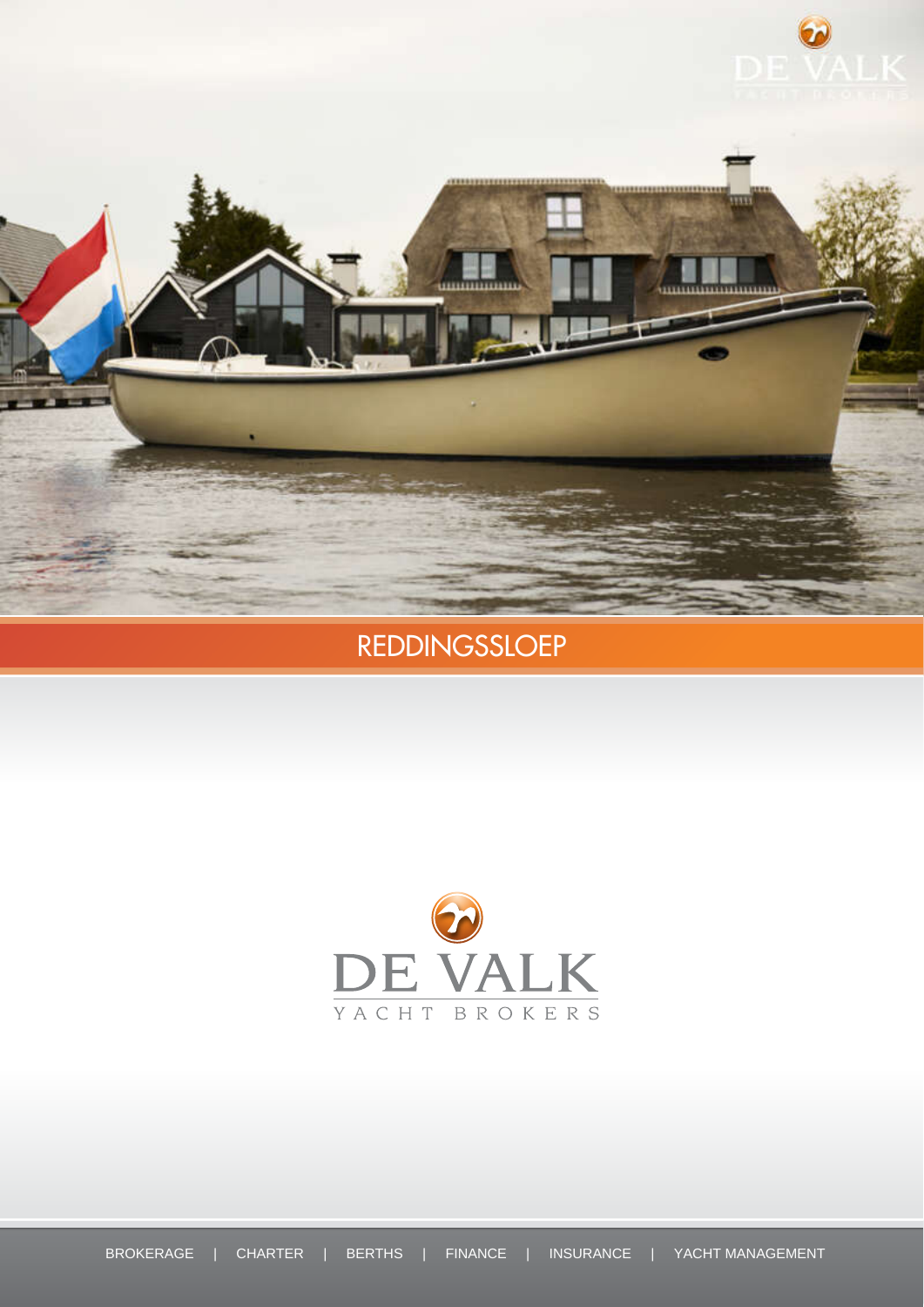# REDDINGSSLOEP

DE VALK

YACHT BROKERS

BROKERAGE | CHARTER | BERTHS | FINANCE | INSURANCE | YACHT MANAGEMENT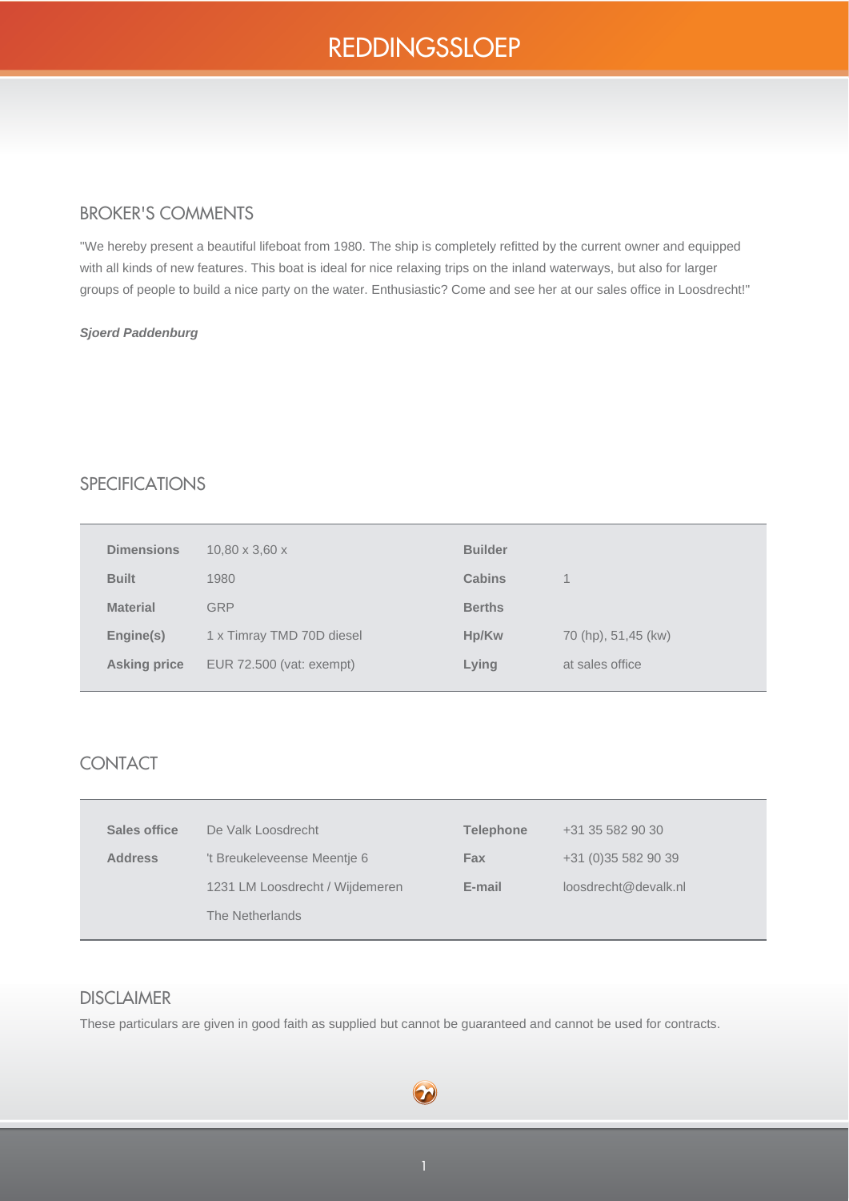# REDDINGSSLOEP

## BROKER'S COMMENTS

"We hereby present a beautiful lifeboat from 1980. The ship is completely refitted by the current owner and equipped with all kinds of new features. This boat is ideal for nice relaxing trips on the inland waterways, but also for larger groups of people to build a nice party on the water. Enthusiastic? Come and see her at our sales office in Loosdrecht!"

***Sjoerd Paddenburg***

## SPECIFICATIONS

| | | | |
|---|---|---|---|
| **Dimensions** | 10,80 x 3,60 x | **Builder** | |
| **Built** | 1980 | **Cabins** | 1 |
| **Material** | GRP | **Berths** | |
| **Engine(s)** | 1 x Timray TMD 70D diesel | **Hp/Kw** | 70 (hp), 51,45 (kw) |
| **Asking price** | EUR 72.500 (vat: exempt) | **Lying** | at sales office |

## CONTACT

| | | | |
|---|---|---|---|
| **Sales office** | De Valk Loosdrecht | **Telephone** | +31 35 582 90 30 |
| **Address** | 't Breukeleveense Meentje 6 | **Fax** | +31 (0)35 582 90 39 |
| | 1231 LM Loosdrecht / Wijdemeren | **E-mail** | loosdrecht@devalk.nl |
| | The Netherlands | | |

## DISCLAIMER

These particulars are given in good faith as supplied but cannot be guaranteed and cannot be used for contracts.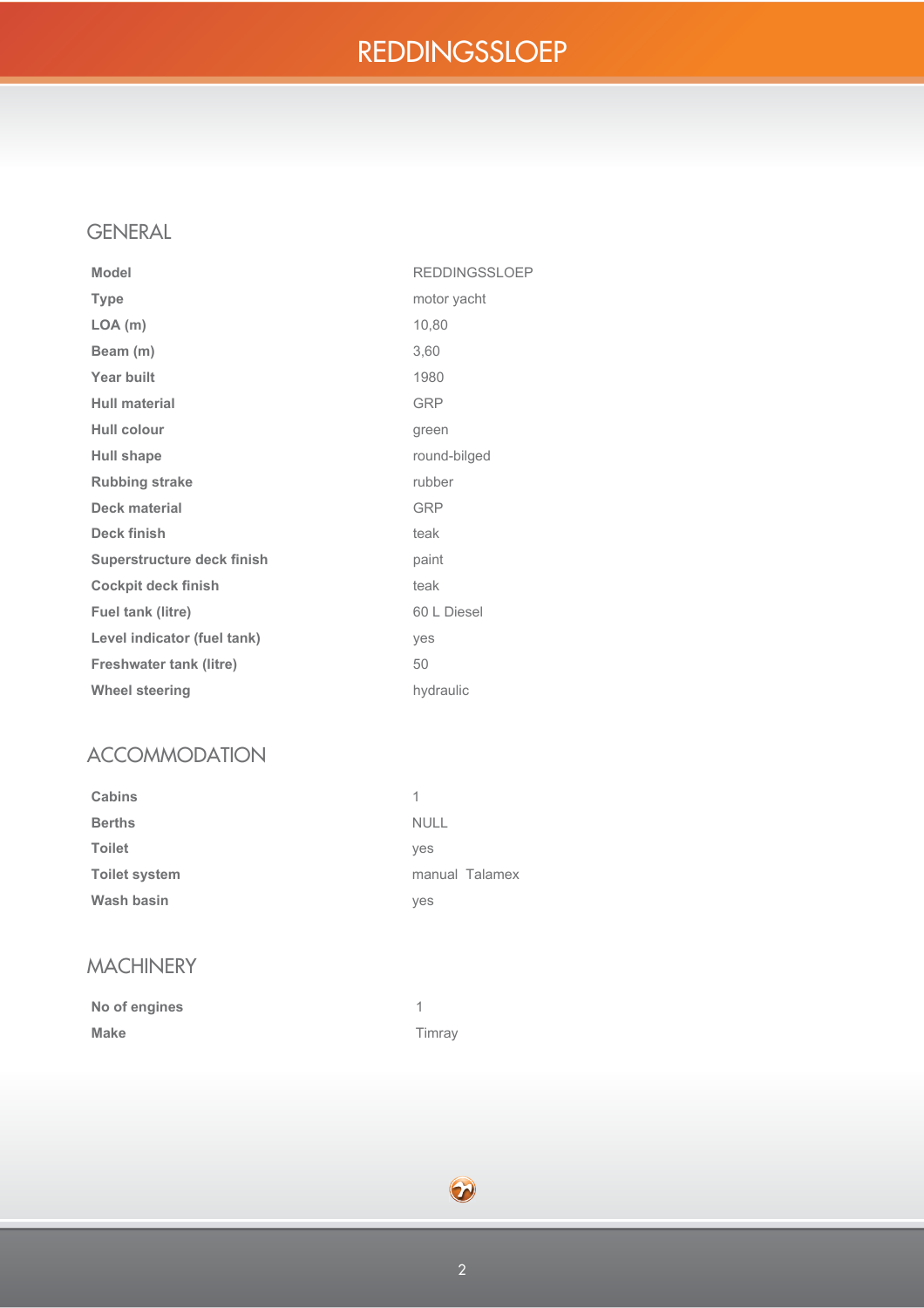# REDDINGSSLOEP

## GENERAL

| | |
|---|---|
| **Model** | REDDINGSSLOEP |
| **Type** | motor yacht |
| **LOA (m)** | 10,80 |
| **Beam (m)** | 3,60 |
| **Year built** | 1980 |
| **Hull material** | GRP |
| **Hull colour** | green |
| **Hull shape** | round-bilged |
| **Rubbing strake** | rubber |
| **Deck material** | GRP |
| **Deck finish** | teak |
| **Superstructure deck finish** | paint |
| **Cockpit deck finish** | teak |
| **Fuel tank (litre)** | 60 L Diesel |
| **Level indicator (fuel tank)** | yes |
| **Freshwater tank (litre)** | 50 |
| **Wheel steering** | hydraulic |

## ACCOMMODATION

| | |
|---|---|
| **Cabins** | 1 |
| **Berths** | NULL |
| **Toilet** | yes |
| **Toilet system** | manual Talamex |
| **Wash basin** | yes |

## MACHINERY

| | |
|---|---|
| **No of engines** | 1 |
| **Make** | Timray |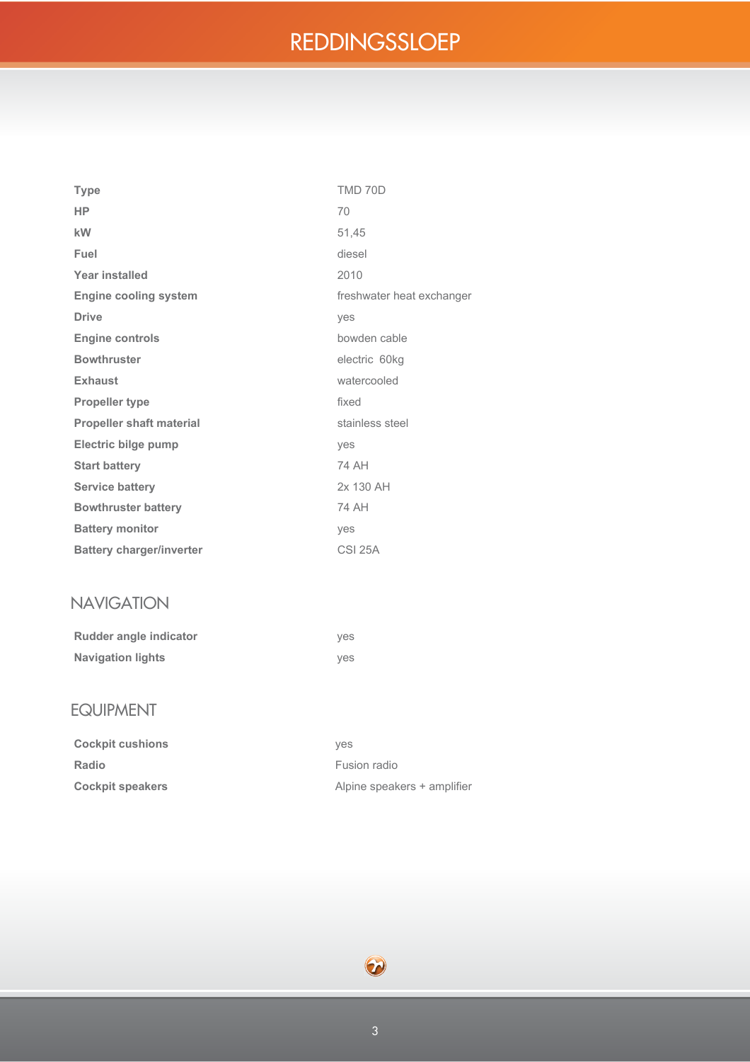| | |
|---|---|
| **Type** | TMD 70D |
| **HP** | 70 |
| **kW** | 51,45 |
| **Fuel** | diesel |
| **Year installed** | 2010 |
| **Engine cooling system** | freshwater heat exchanger |
| **Drive** | yes |
| **Engine controls** | bowden cable |
| **Bowthruster** | electric 60kg |
| **Exhaust** | watercooled |
| **Propeller type** | fixed |
| **Propeller shaft material** | stainless steel |
| **Electric bilge pump** | yes |
| **Start battery** | 74 AH |
| **Service battery** | 2x 130 AH |
| **Bowthruster battery** | 74 AH |
| **Battery monitor** | yes |
| **Battery charger/inverter** | CSI 25A |

## NAVIGATION

| | |
|---|---|
| **Rudder angle indicator** | yes |
| **Navigation lights** | yes |

## EQUIPMENT

| | |
|---|---|
| **Cockpit cushions** | yes |
| **Radio** | Fusion radio |
| **Cockpit speakers** | Alpine speakers + amplifier |